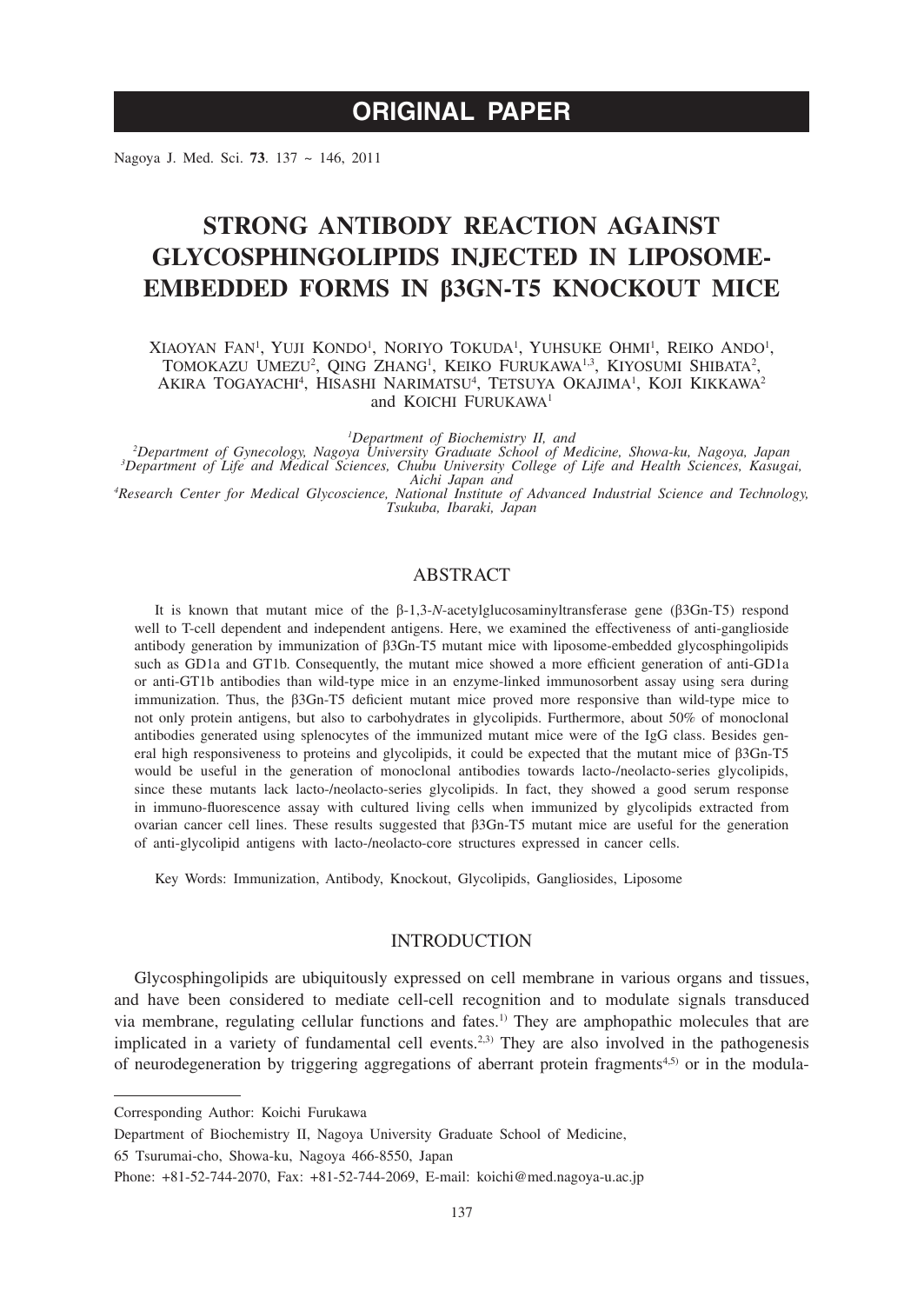# ORIGINAL PAPER

# STRONG ANTIBODY REACTION AGAINST GLYCOSPHINGOLIPIDS INJECTED IN LIPOSOME-EMBEDDED FORMS IN β3GN-T5 KNOCKOUT MICE

Xiaoyan Fan[1], Yuji Kondo[1], Noriyo Tokuda[1], Yuhsuke Ohmi[1], Reiko Ando[1], Tomokazu Umezu[2], Qing Zhang[1], Keiko Furukawa[1,3], Kiyosumi Shibata[2], Akira Togayachi[4], Hisashi Narimatsu[4], Tetsuya Okajima[1], Koji Kikkawa[2] and Koichi Furukawa[1]

[1]*Department of Biochemistry II, and*
[2]*Department of Gynecology, Nagoya University Graduate School of Medicine, Showa-ku, Nagoya, Japan*
[3]*Department of Life and Medical Sciences, Chubu University College of Life and Health Sciences, Kasugai, Aichi Japan and*
[4]*Research Center for Medical Glycoscience, National Institute of Advanced Industrial Science and Technology, Tsukuba, Ibaraki, Japan*

## ABSTRACT

It is known that mutant mice of the β-1,3-*N*-acetylglucosaminyltransferase gene (β3Gn-T5) respond well to T-cell dependent and independent antigens. Here, we examined the effectiveness of anti-ganglioside antibody generation by immunization of β3Gn-T5 mutant mice with liposome-embedded glycosphingolipids such as GD1a and GT1b. Consequently, the mutant mice showed a more efficient generation of anti-GD1a or anti-GT1b antibodies than wild-type mice in an enzyme-linked immunosorbent assay using sera during immunization. Thus, the β3Gn-T5 deficient mutant mice proved more responsive than wild-type mice to not only protein antigens, but also to carbohydrates in glycolipids. Furthermore, about 50% of monoclonal antibodies generated using splenocytes of the immunized mutant mice were of the IgG class. Besides general high responsiveness to proteins and glycolipids, it could be expected that the mutant mice of β3Gn-T5 would be useful in the generation of monoclonal antibodies towards lacto-/neolacto-series glycolipids, since these mutants lack lacto-/neolacto-series glycolipids. In fact, they showed a good serum response in immuno-fluorescence assay with cultured living cells when immunized by glycolipids extracted from ovarian cancer cell lines. These results suggested that β3Gn-T5 mutant mice are useful for the generation of anti-glycolipid antigens with lacto-/neolacto-core structures expressed in cancer cells.

Key Words: Immunization, Antibody, Knockout, Glycolipids, Gangliosides, Liposome

## INTRODUCTION

Glycosphingolipids are ubiquitously expressed on cell membrane in various organs and tissues, and have been considered to mediate cell-cell recognition and to modulate signals transduced via membrane, regulating cellular functions and fates.[1] They are amphopathic molecules that are implicated in a variety of fundamental cell events.[2,3] They are also involved in the pathogenesis of neurodegeneration by triggering aggregations of aberrant protein fragments[4,5] or in the modula-

Corresponding Author: Koichi Furukawa

Department of Biochemistry II, Nagoya University Graduate School of Medicine,

65 Tsurumai-cho, Showa-ku, Nagoya 466-8550, Japan

Phone: +81-52-744-2070, Fax: +81-52-744-2069, E-mail: koichi@med.nagoya-u.ac.jp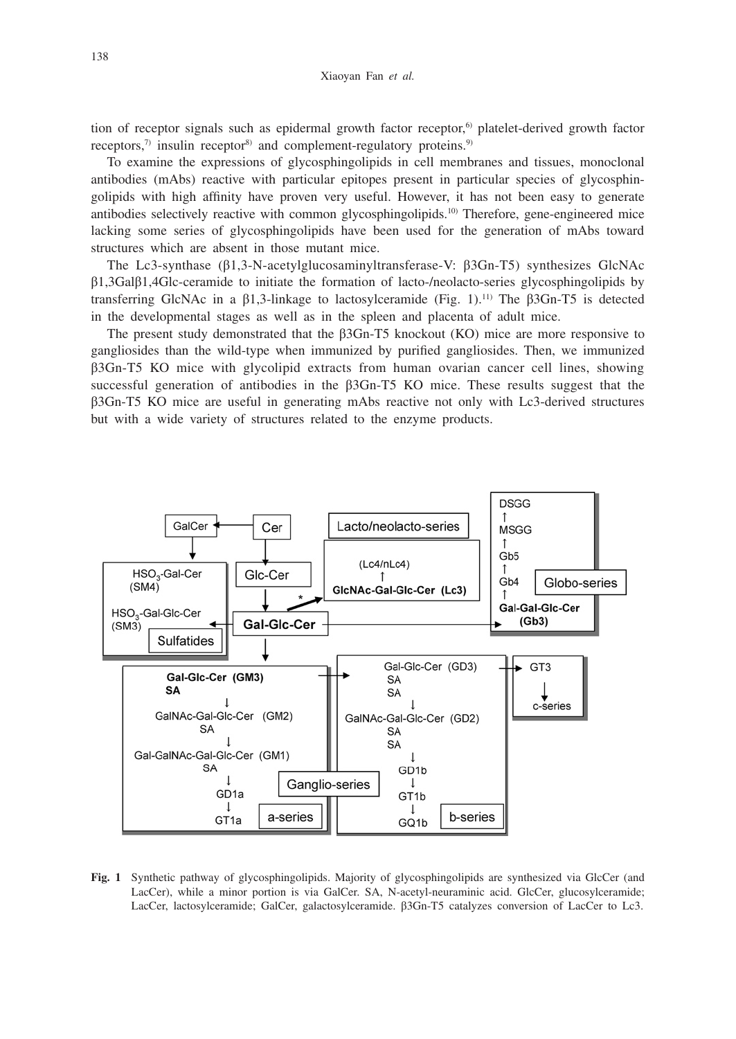tion of receptor signals such as epidermal growth factor receptor,[6] platelet-derived growth factor receptors,[7] insulin receptor[8] and complement-regulatory proteins.[9]

To examine the expressions of glycosphingolipids in cell membranes and tissues, monoclonal antibodies (mAbs) reactive with particular epitopes present in particular species of glycosphingolipids with high affinity have proven very useful. However, it has not been easy to generate antibodies selectively reactive with common glycosphingolipids.[10] Therefore, gene-engineered mice lacking some series of glycosphingolipids have been used for the generation of mAbs toward structures which are absent in those mutant mice.

The Lc3-synthase (β1,3-N-acetylglucosaminyltransferase-V: β3Gn-T5) synthesizes GlcNAc β1,3Galβ1,4Glc-ceramide to initiate the formation of lacto-/neolacto-series glycosphingolipids by transferring GlcNAc in a β1,3-linkage to lactosylceramide (Fig. 1).[11] The β3Gn-T5 is detected in the developmental stages as well as in the spleen and placenta of adult mice.

The present study demonstrated that the β3Gn-T5 knockout (KO) mice are more responsive to gangliosides than the wild-type when immunized by purified gangliosides. Then, we immunized β3Gn-T5 KO mice with glycolipid extracts from human ovarian cancer cell lines, showing successful generation of antibodies in the β3Gn-T5 KO mice. These results suggest that the β3Gn-T5 KO mice are useful in generating mAbs reactive not only with Lc3-derived structures but with a wide variety of structures related to the enzyme products.

**Fig. 1** Synthetic pathway of glycosphingolipids. Majority of glycosphingolipids are synthesized via GlcCer (and LacCer), while a minor portion is via GalCer. SA, N-acetyl-neuraminic acid. GlcCer, glucosylceramide; LacCer, lactosylceramide; GalCer, galactosylceramide. β3Gn-T5 catalyzes conversion of LacCer to Lc3.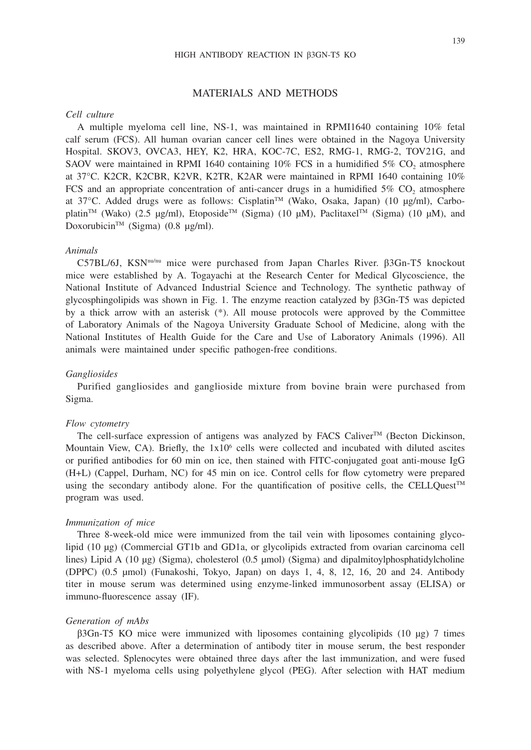## MATERIALS AND METHODS

### *Cell culture*

A multiple myeloma cell line, NS-1, was maintained in RPMI1640 containing 10% fetal calf serum (FCS). All human ovarian cancer cell lines were obtained in the Nagoya University Hospital. SKOV3, OVCA3, HEY, K2, HRA, KOC-7C, ES2, RMG-1, RMG-2, TOV21G, and SAOV were maintained in RPMI 1640 containing 10% FCS in a humidified 5% $CO_2$ atmosphere at 37°C. K2CR, K2CBR, K2VR, K2TR, K2AR were maintained in RPMI 1640 containing 10% FCS and an appropriate concentration of anti-cancer drugs in a humidified 5% $CO_2$ atmosphere at 37°C. Added drugs were as follows: Cisplatin™ (Wako, Osaka, Japan) (10 μg/ml), Carboplatin™ (Wako) (2.5 μg/ml), Etoposide™ (Sigma) (10 μM), Paclitaxel™ (Sigma) (10 μM), and Doxorubicin™ (Sigma) (0.8 μg/ml).

### *Animals*

C57BL/6J, KSN$^{nu/nu}$ mice were purchased from Japan Charles River. β3Gn-T5 knockout mice were established by A. Togayachi at the Research Center for Medical Glycoscience, the National Institute of Advanced Industrial Science and Technology. The synthetic pathway of glycosphingolipids was shown in Fig. 1. The enzyme reaction catalyzed by β3Gn-T5 was depicted by a thick arrow with an asterisk (*). All mouse protocols were approved by the Committee of Laboratory Animals of the Nagoya University Graduate School of Medicine, along with the National Institutes of Health Guide for the Care and Use of Laboratory Animals (1996). All animals were maintained under specific pathogen-free conditions.

### *Gangliosides*

Purified gangliosides and ganglioside mixture from bovine brain were purchased from Sigma.

### *Flow cytometry*

The cell-surface expression of antigens was analyzed by FACS Caliver™ (Becton Dickinson, Mountain View, CA). Briefly, the $1x10^6$ cells were collected and incubated with diluted ascites or purified antibodies for 60 min on ice, then stained with FITC-conjugated goat anti-mouse IgG (H+L) (Cappel, Durham, NC) for 45 min on ice. Control cells for flow cytometry were prepared using the secondary antibody alone. For the quantification of positive cells, the CELLQuest™ program was used.

### *Immunization of mice*

Three 8-week-old mice were immunized from the tail vein with liposomes containing glycolipid (10 μg) (Commercial GT1b and GD1a, or glycolipids extracted from ovarian carcinoma cell lines) Lipid A (10 μg) (Sigma), cholesterol (0.5 μmol) (Sigma) and dipalmitoylphosphatidylcholine (DPPC) (0.5 μmol) (Funakoshi, Tokyo, Japan) on days 1, 4, 8, 12, 16, 20 and 24. Antibody titer in mouse serum was determined using enzyme-linked immunosorbent assay (ELISA) or immuno-fluorescence assay (IF).

### *Generation of mAbs*

β3Gn-T5 KO mice were immunized with liposomes containing glycolipids (10 μg) 7 times as described above. After a determination of antibody titer in mouse serum, the best responder was selected. Splenocytes were obtained three days after the last immunization, and were fused with NS-1 myeloma cells using polyethylene glycol (PEG). After selection with HAT medium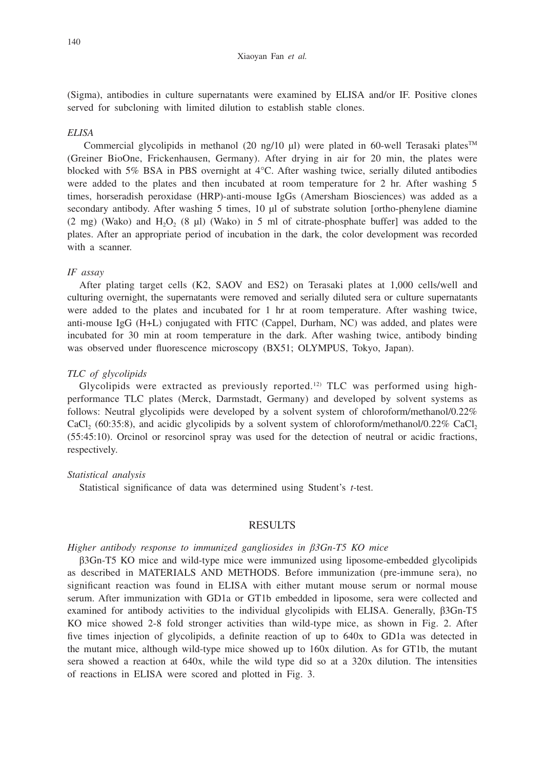(Sigma), antibodies in culture supernatants were examined by ELISA and/or IF. Positive clones served for subcloning with limited dilution to establish stable clones.

### *ELISA*

Commercial glycolipids in methanol (20 ng/10 μl) were plated in 60-well Terasaki plates™ (Greiner BioOne, Frickenhausen, Germany). After drying in air for 20 min, the plates were blocked with 5% BSA in PBS overnight at 4°C. After washing twice, serially diluted antibodies were added to the plates and then incubated at room temperature for 2 hr. After washing 5 times, horseradish peroxidase (HRP)-anti-mouse IgGs (Amersham Biosciences) was added as a secondary antibody. After washing 5 times, 10 μl of substrate solution [ortho-phenylene diamine (2 mg) (Wako) and $H_2O_2$ (8 μl) (Wako) in 5 ml of citrate-phosphate buffer] was added to the plates. After an appropriate period of incubation in the dark, the color development was recorded with a scanner.

### *IF assay*

After plating target cells (K2, SAOV and ES2) on Terasaki plates at 1,000 cells/well and culturing overnight, the supernatants were removed and serially diluted sera or culture supernatants were added to the plates and incubated for 1 hr at room temperature. After washing twice, anti-mouse IgG (H+L) conjugated with FITC (Cappel, Durham, NC) was added, and plates were incubated for 30 min at room temperature in the dark. After washing twice, antibody binding was observed under fluorescence microscopy (BX51; OLYMPUS, Tokyo, Japan).

### *TLC of glycolipids*

Glycolipids were extracted as previously reported.[12] TLC was performed using high-performance TLC plates (Merck, Darmstadt, Germany) and developed by solvent systems as follows: Neutral glycolipids were developed by a solvent system of chloroform/methanol/0.22% $CaCl_2$ (60:35:8), and acidic glycolipids by a solvent system of chloroform/methanol/0.22% $CaCl_2$ (55:45:10). Orcinol or resorcinol spray was used for the detection of neutral or acidic fractions, respectively.

### *Statistical analysis*

Statistical significance of data was determined using Student's *t*-test.

## RESULTS

### *Higher antibody response to immunized gangliosides in β3Gn-T5 KO mice*

β3Gn-T5 KO mice and wild-type mice were immunized using liposome-embedded glycolipids as described in MATERIALS AND METHODS. Before immunization (pre-immune sera), no significant reaction was found in ELISA with either mutant mouse serum or normal mouse serum. After immunization with GD1a or GT1b embedded in liposome, sera were collected and examined for antibody activities to the individual glycolipids with ELISA. Generally, β3Gn-T5 KO mice showed 2-8 fold stronger activities than wild-type mice, as shown in Fig. 2. After five times injection of glycolipids, a definite reaction of up to 640x to GD1a was detected in the mutant mice, although wild-type mice showed up to 160x dilution. As for GT1b, the mutant sera showed a reaction at 640x, while the wild type did so at a 320x dilution. The intensities of reactions in ELISA were scored and plotted in Fig. 3.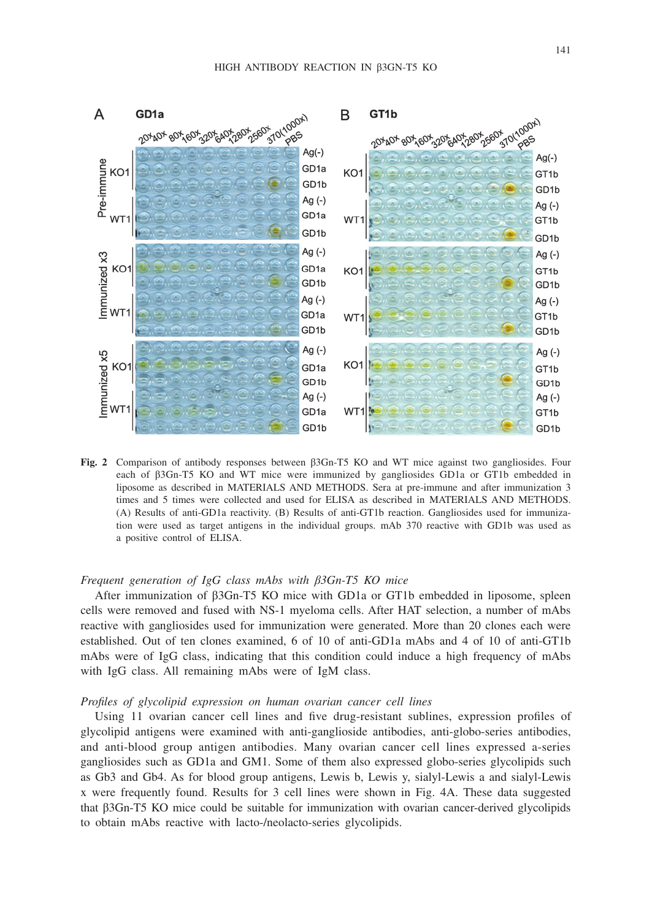**Fig. 2** Comparison of antibody responses between β3Gn-T5 KO and WT mice against two gangliosides. Four each of β3Gn-T5 KO and WT mice were immunized by gangliosides GD1a or GT1b embedded in liposome as described in MATERIALS AND METHODS. Sera at pre-immune and after immunization 3 times and 5 times were collected and used for ELISA as described in MATERIALS AND METHODS. (A) Results of anti-GD1a reactivity. (B) Results of anti-GT1b reaction. Gangliosides used for immunization were used as target antigens in the individual groups. mAb 370 reactive with GD1b was used as a positive control of ELISA.

### *Frequent generation of IgG class mAbs with β3Gn-T5 KO mice*

After immunization of β3Gn-T5 KO mice with GD1a or GT1b embedded in liposome, spleen cells were removed and fused with NS-1 myeloma cells. After HAT selection, a number of mAbs reactive with gangliosides used for immunization were generated. More than 20 clones each were established. Out of ten clones examined, 6 of 10 of anti-GD1a mAbs and 4 of 10 of anti-GT1b mAbs were of IgG class, indicating that this condition could induce a high frequency of mAbs with IgG class. All remaining mAbs were of IgM class.

### *Profiles of glycolipid expression on human ovarian cancer cell lines*

Using 11 ovarian cancer cell lines and five drug-resistant sublines, expression profiles of glycolipid antigens were examined with anti-ganglioside antibodies, anti-globo-series antibodies, and anti-blood group antigen antibodies. Many ovarian cancer cell lines expressed a-series gangliosides such as GD1a and GM1. Some of them also expressed globo-series glycolipids such as Gb3 and Gb4. As for blood group antigens, Lewis b, Lewis y, sialyl-Lewis a and sialyl-Lewis x were frequently found. Results for 3 cell lines were shown in Fig. 4A. These data suggested that β3Gn-T5 KO mice could be suitable for immunization with ovarian cancer-derived glycolipids to obtain mAbs reactive with lacto-/neolacto-series glycolipids.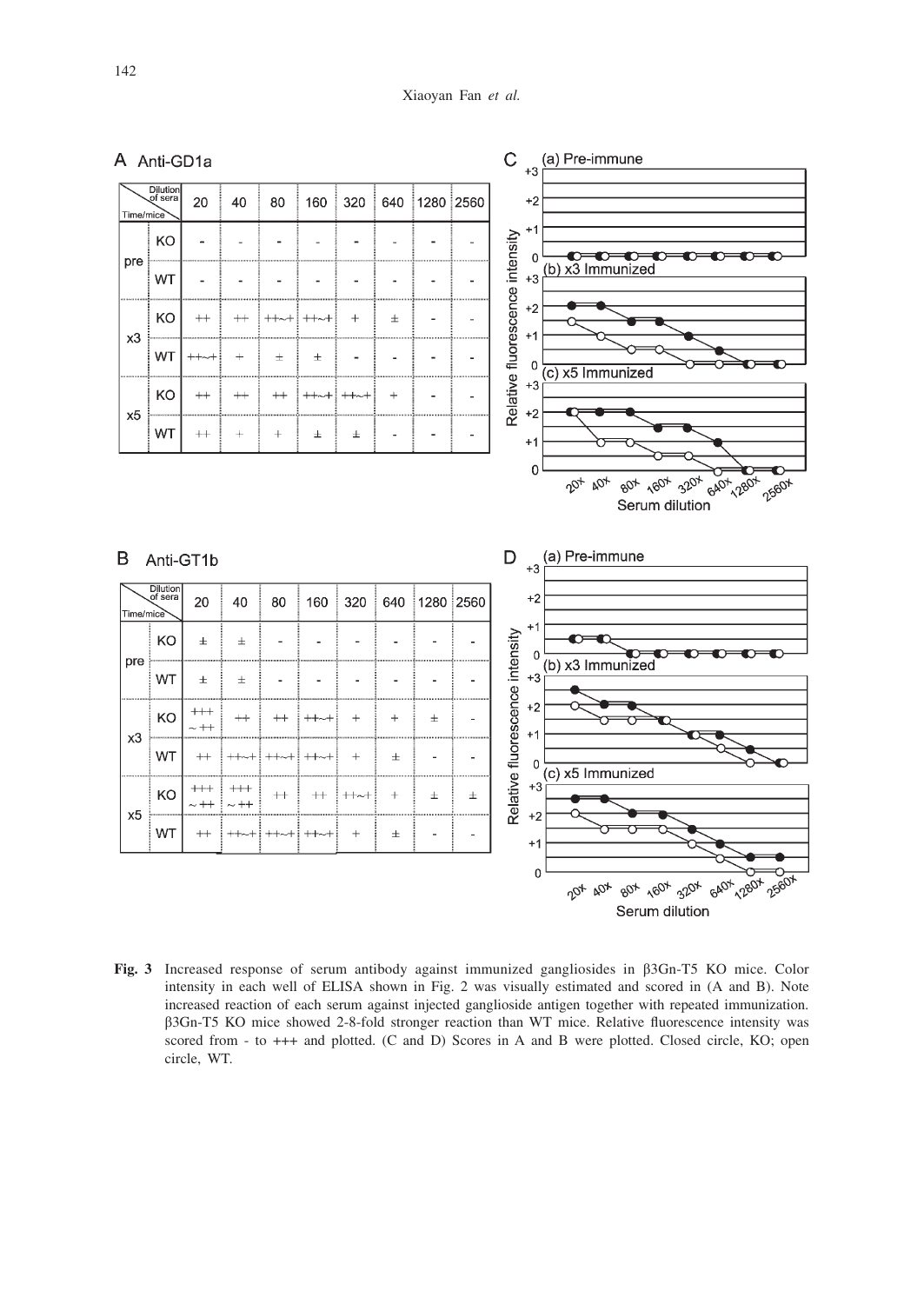A Anti-GD1a

| Time/mice | | 20 | 40 | 80 | 160 | 320 | 640 | 1280 | 2560 |
|---|---|---|---|---|---|---|---|---|---|
| pre | KO | - | - | - | - | - | - | - | - |
| | WT | - | - | - | - | - | - | - | - |
| x3 | KO | ++ | ++ | ++~+ | ++~+ | + | ± | - | - |
| | WT | ++~+ | + | ± | ± | - | - | - | - |
| x5 | KO | ++ | ++ | ++ | ++~+ | ++~+ | + | - | - |
| | WT | ++ | + | + | ± | ± | - | - | - |

B Anti-GT1b

| Time/mice | | 20 | 40 | 80 | 160 | 320 | 640 | 1280 | 2560 |
|---|---|---|---|---|---|---|---|---|---|
| pre | KO | ± | ± | - | - | - | - | - | - |
| | WT | ± | ± | - | - | - | - | - | - |
| x3 | KO | +++ ~ ++ | ++ | ++ | ++~+ | + | + | ± | - |
| | WT | ++ | ++~+ | ++~+ | ++~+ | + | ± | - | - |
| x5 | KO | +++ ~ ++ | +++ ~ ++ | ++ | ++ | ++~+ | + | ± | ± |
| | WT | ++ | ++~+ | ++~+ | ++~+ | + | ± | - | - |

**Fig. 3** Increased response of serum antibody against immunized gangliosides in β3Gn-T5 KO mice. Color intensity in each well of ELISA shown in Fig. 2 was visually estimated and scored in (A and B). Note increased reaction of each serum against injected ganglioside antigen together with repeated immunization. β3Gn-T5 KO mice showed 2-8-fold stronger reaction than WT mice. Relative fluorescence intensity was scored from - to +++ and plotted. (C and D) Scores in A and B were plotted. Closed circle, KO; open circle, WT.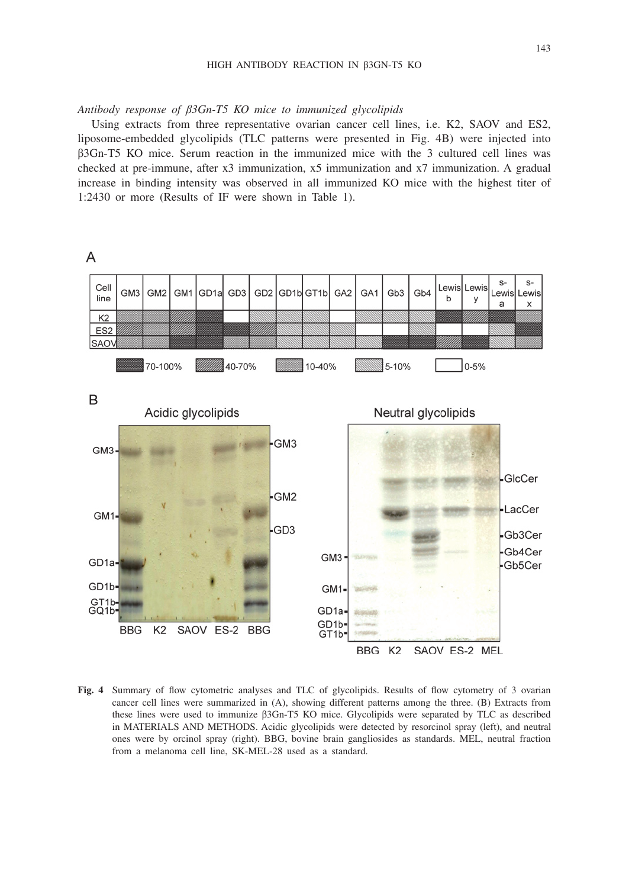*Antibody response of β3Gn-T5 KO mice to immunized glycolipids*

Using extracts from three representative ovarian cancer cell lines, i.e. K2, SAOV and ES2, liposome-embedded glycolipids (TLC patterns were presented in Fig. 4B) were injected into β3Gn-T5 KO mice. Serum reaction in the immunized mice with the 3 cultured cell lines was checked at pre-immune, after x3 immunization, x5 immunization and x7 immunization. A gradual increase in binding intensity was observed in all immunized KO mice with the highest titer of 1:2430 or more (Results of IF were shown in Table 1).

**Fig. 4** Summary of flow cytometric analyses and TLC of glycolipids. Results of flow cytometry of 3 ovarian cancer cell lines were summarized in (A), showing different patterns among the three. (B) Extracts from these lines were used to immunize β3Gn-T5 KO mice. Glycolipids were separated by TLC as described in MATERIALS AND METHODS. Acidic glycolipids were detected by resorcinol spray (left), and neutral ones were by orcinol spray (right). BBG, bovine brain gangliosides as standards. MEL, neutral fraction from a melanoma cell line, SK-MEL-28 used as a standard.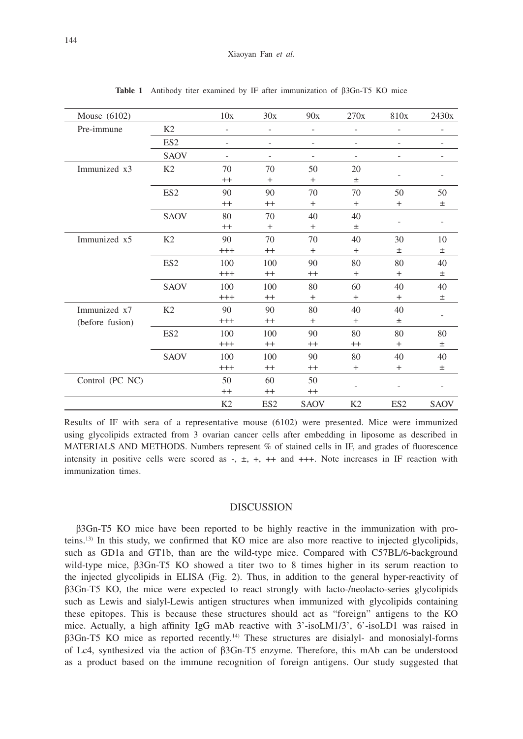**Table 1** Antibody titer examined by IF after immunization of β3Gn-T5 KO mice

| Mouse (6102) | | 10x | 30x | 90x | 270x | 810x | 2430x |
|---|---|---|---|---|---|---|---|
| Pre-immune | K2 | - | - | - | - | - | - |
| | ES2 | - | - | - | - | - | - |
| | SAOV | - | - | - | - | - | - |
| Immunized x3 | K2 | 70 ++ | 70 + | 50 + | 20 ± | - | - |
| | ES2 | 90 ++ | 90 ++ | 70 + | 70 + | 50 + | 50 ± |
| | SAOV | 80 ++ | 70 + | 40 + | 40 ± | - | - |
| Immunized x5 | K2 | 90 +++ | 70 ++ | 70 + | 40 + | 30 ± | 10 ± |
| | ES2 | 100 +++ | 100 ++ | 90 ++ | 80 + | 80 + | 40 ± |
| | SAOV | 100 +++ | 100 ++ | 80 + | 60 + | 40 + | 40 ± |
| Immunized x7 (before fusion) | K2 | 90 +++ | 90 ++ | 80 + | 40 + | 40 ± | - |
| | ES2 | 100 +++ | 100 ++ | 90 ++ | 80 ++ | 80 + | 80 ± |
| | SAOV | 100 +++ | 100 ++ | 90 ++ | 80 + | 40 + | 40 ± |
| Control (PC NC) | | 50 ++ | 60 ++ | 50 ++ | - | - | - |
| | | K2 | ES2 | SAOV | K2 | ES2 | SAOV |

Results of IF with sera of a representative mouse (6102) were presented. Mice were immunized using glycolipids extracted from 3 ovarian cancer cells after embedding in liposome as described in MATERIALS AND METHODS. Numbers represent % of stained cells in IF, and grades of fluorescence intensity in positive cells were scored as -, ±, +, ++ and +++. Note increases in IF reaction with immunization times.

## DISCUSSION

β3Gn-T5 KO mice have been reported to be highly reactive in the immunization with proteins.[13] In this study, we confirmed that KO mice are also more reactive to injected glycolipids, such as GD1a and GT1b, than are the wild-type mice. Compared with C57BL/6-background wild-type mice, β3Gn-T5 KO showed a titer two to 8 times higher in its serum reaction to the injected glycolipids in ELISA (Fig. 2). Thus, in addition to the general hyper-reactivity of β3Gn-T5 KO, the mice were expected to react strongly with lacto-/neolacto-series glycolipids such as Lewis and sialyl-Lewis antigen structures when immunized with glycolipids containing these epitopes. This is because these structures should act as "foreign" antigens to the KO mice. Actually, a high affinity IgG mAb reactive with 3'-isoLM1/3', 6'-isoLD1 was raised in β3Gn-T5 KO mice as reported recently.[14] These structures are disialyl- and monosialyl-forms of Lc4, synthesized via the action of β3Gn-T5 enzyme. Therefore, this mAb can be understood as a product based on the immune recognition of foreign antigens. Our study suggested that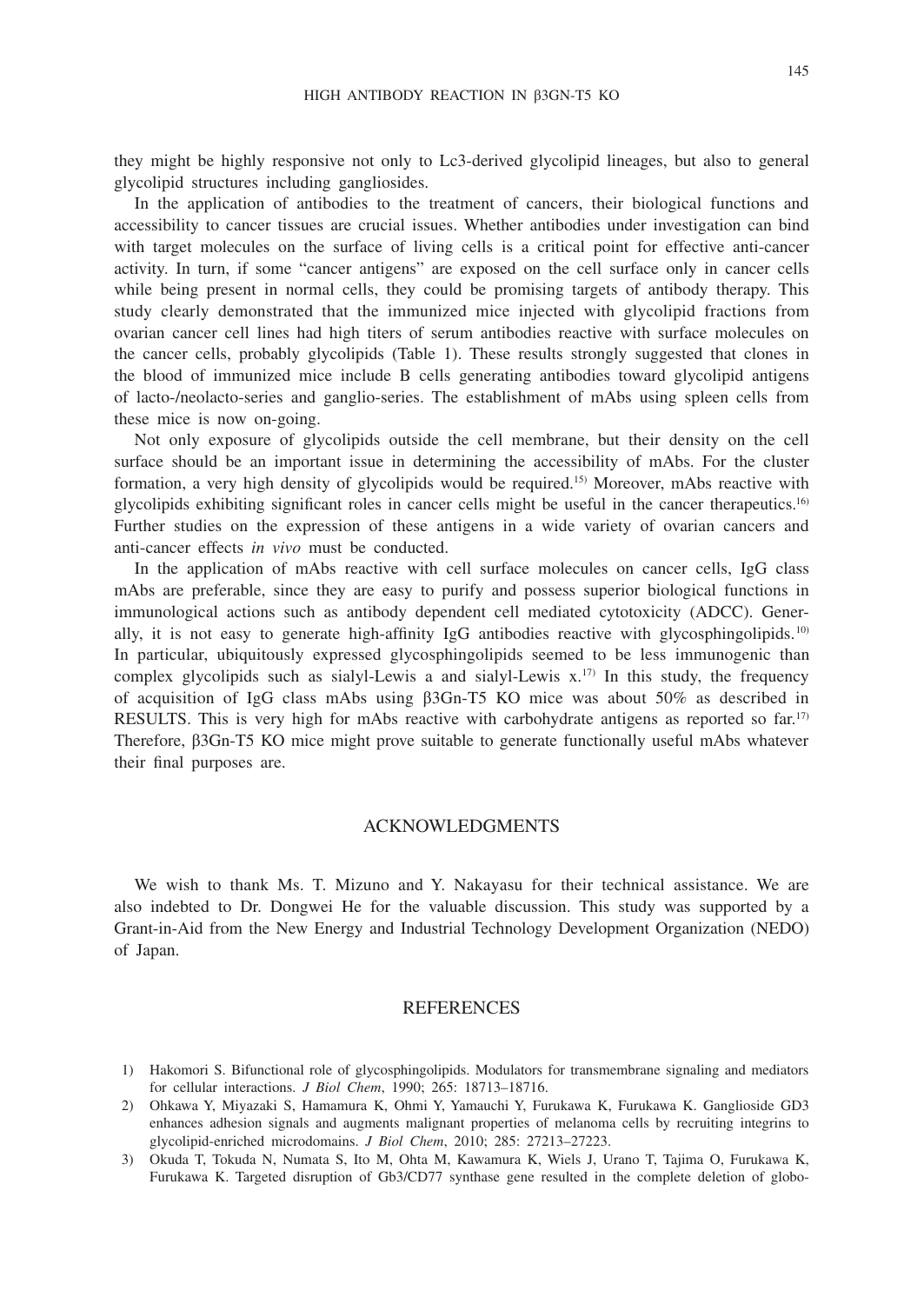they might be highly responsive not only to Lc3-derived glycolipid lineages, but also to general glycolipid structures including gangliosides.

In the application of antibodies to the treatment of cancers, their biological functions and accessibility to cancer tissues are crucial issues. Whether antibodies under investigation can bind with target molecules on the surface of living cells is a critical point for effective anti-cancer activity. In turn, if some "cancer antigens" are exposed on the cell surface only in cancer cells while being present in normal cells, they could be promising targets of antibody therapy. This study clearly demonstrated that the immunized mice injected with glycolipid fractions from ovarian cancer cell lines had high titers of serum antibodies reactive with surface molecules on the cancer cells, probably glycolipids (Table 1). These results strongly suggested that clones in the blood of immunized mice include B cells generating antibodies toward glycolipid antigens of lacto-/neolacto-series and ganglio-series. The establishment of mAbs using spleen cells from these mice is now on-going.

Not only exposure of glycolipids outside the cell membrane, but their density on the cell surface should be an important issue in determining the accessibility of mAbs. For the cluster formation, a very high density of glycolipids would be required.[15] Moreover, mAbs reactive with glycolipids exhibiting significant roles in cancer cells might be useful in the cancer therapeutics.[16] Further studies on the expression of these antigens in a wide variety of ovarian cancers and anti-cancer effects *in vivo* must be conducted.

In the application of mAbs reactive with cell surface molecules on cancer cells, IgG class mAbs are preferable, since they are easy to purify and possess superior biological functions in immunological actions such as antibody dependent cell mediated cytotoxicity (ADCC). Generally, it is not easy to generate high-affinity IgG antibodies reactive with glycosphingolipids.[10] In particular, ubiquitously expressed glycosphingolipids seemed to be less immunogenic than complex glycolipids such as sialyl-Lewis a and sialyl-Lewis x.[17] In this study, the frequency of acquisition of IgG class mAbs using β3Gn-T5 KO mice was about 50% as described in RESULTS. This is very high for mAbs reactive with carbohydrate antigens as reported so far.[17] Therefore, β3Gn-T5 KO mice might prove suitable to generate functionally useful mAbs whatever their final purposes are.

## ACKNOWLEDGMENTS

We wish to thank Ms. T. Mizuno and Y. Nakayasu for their technical assistance. We are also indebted to Dr. Dongwei He for the valuable discussion. This study was supported by a Grant-in-Aid from the New Energy and Industrial Technology Development Organization (NEDO) of Japan.

## REFERENCES

1) Hakomori S. Bifunctional role of glycosphingolipids. Modulators for transmembrane signaling and mediators for cellular interactions. *J Biol Chem*, 1990; 265: 18713–18716.
2) Ohkawa Y, Miyazaki S, Hamamura K, Ohmi Y, Yamauchi Y, Furukawa K, Furukawa K. Ganglioside GD3 enhances adhesion signals and augments malignant properties of melanoma cells by recruiting integrins to glycolipid-enriched microdomains. *J Biol Chem*, 2010; 285: 27213–27223.
3) Okuda T, Tokuda N, Numata S, Ito M, Ohta M, Kawamura K, Wiels J, Urano T, Tajima O, Furukawa K, Furukawa K. Targeted disruption of Gb3/CD77 synthase gene resulted in the complete deletion of globo-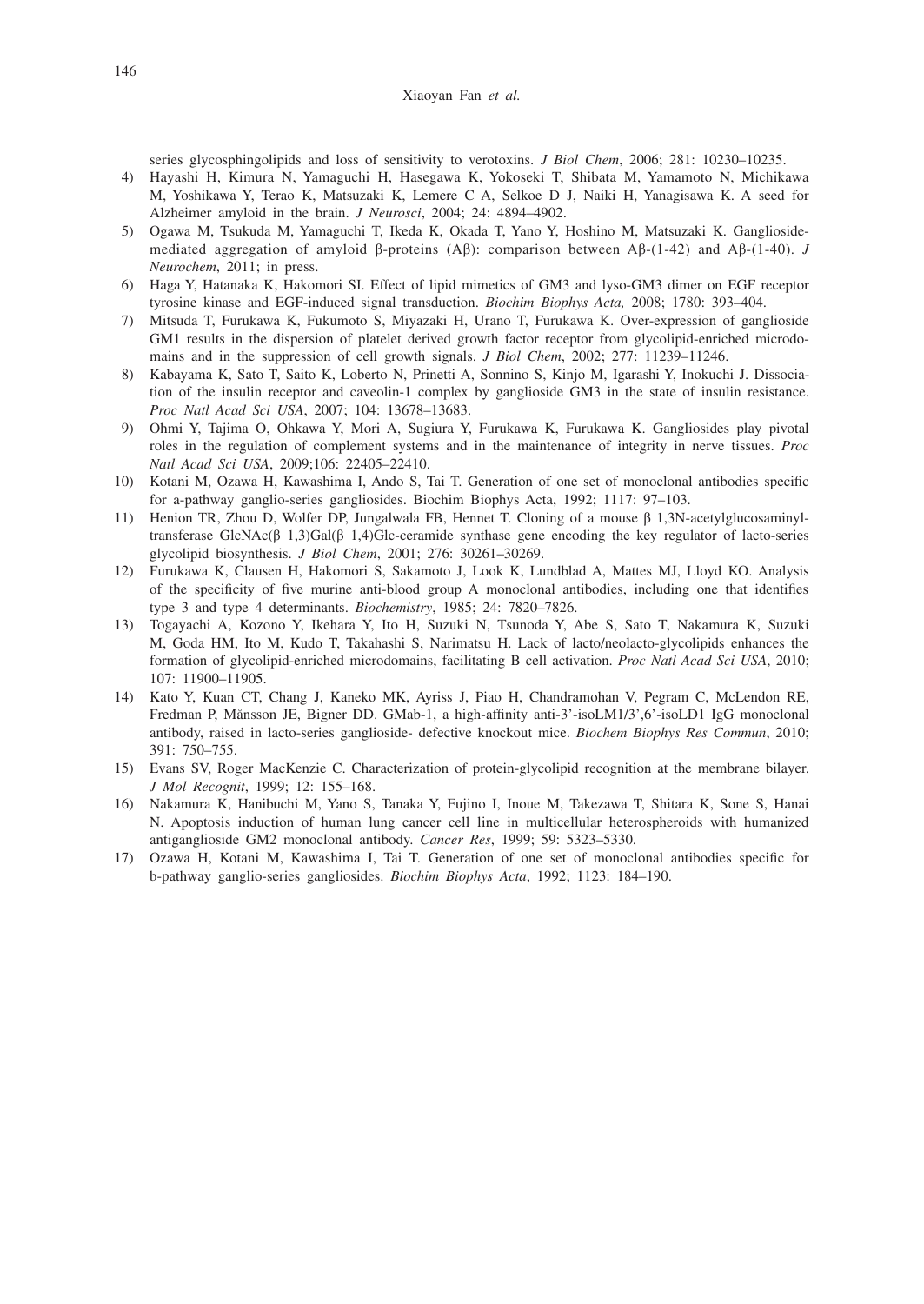series glycosphingolipids and loss of sensitivity to verotoxins. *J Biol Chem*, 2006; 281: 10230–10235.

4) Hayashi H, Kimura N, Yamaguchi H, Hasegawa K, Yokoseki T, Shibata M, Yamamoto N, Michikawa M, Yoshikawa Y, Terao K, Matsuzaki K, Lemere C A, Selkoe D J, Naiki H, Yanagisawa K. A seed for Alzheimer amyloid in the brain. *J Neurosci*, 2004; 24: 4894–4902.
5) Ogawa M, Tsukuda M, Yamaguchi T, Ikeda K, Okada T, Yano Y, Hoshino M, Matsuzaki K. Ganglioside-mediated aggregation of amyloid β-proteins (Aβ): comparison between Aβ-(1-42) and Aβ-(1-40). *J Neurochem*, 2011; in press.
6) Haga Y, Hatanaka K, Hakomori SI. Effect of lipid mimetics of GM3 and lyso-GM3 dimer on EGF receptor tyrosine kinase and EGF-induced signal transduction. *Biochim Biophys Acta,* 2008; 1780: 393–404.
7) Mitsuda T, Furukawa K, Fukumoto S, Miyazaki H, Urano T, Furukawa K. Over-expression of ganglioside GM1 results in the dispersion of platelet derived growth factor receptor from glycolipid-enriched microdomains and in the suppression of cell growth signals. *J Biol Chem*, 2002; 277: 11239–11246.
8) Kabayama K, Sato T, Saito K, Loberto N, Prinetti A, Sonnino S, Kinjo M, Igarashi Y, Inokuchi J. Dissociation of the insulin receptor and caveolin-1 complex by ganglioside GM3 in the state of insulin resistance. *Proc Natl Acad Sci USA*, 2007; 104: 13678–13683.
9) Ohmi Y, Tajima O, Ohkawa Y, Mori A, Sugiura Y, Furukawa K, Furukawa K. Gangliosides play pivotal roles in the regulation of complement systems and in the maintenance of integrity in nerve tissues. *Proc Natl Acad Sci USA*, 2009;106: 22405–22410.
10) Kotani M, Ozawa H, Kawashima I, Ando S, Tai T. Generation of one set of monoclonal antibodies specific for a-pathway ganglio-series gangliosides. Biochim Biophys Acta, 1992; 1117: 97–103.
11) Henion TR, Zhou D, Wolfer DP, Jungalwala FB, Hennet T. Cloning of a mouse β 1,3N-acetylglucosaminyltransferase GlcNAc(β 1,3)Gal(β 1,4)Glc-ceramide synthase gene encoding the key regulator of lacto-series glycolipid biosynthesis. *J Biol Chem*, 2001; 276: 30261–30269.
12) Furukawa K, Clausen H, Hakomori S, Sakamoto J, Look K, Lundblad A, Mattes MJ, Lloyd KO. Analysis of the specificity of five murine anti-blood group A monoclonal antibodies, including one that identifies type 3 and type 4 determinants. *Biochemistry*, 1985; 24: 7820–7826.
13) Togayachi A, Kozono Y, Ikehara Y, Ito H, Suzuki N, Tsunoda Y, Abe S, Sato T, Nakamura K, Suzuki M, Goda HM, Ito M, Kudo T, Takahashi S, Narimatsu H. Lack of lacto/neolacto-glycolipids enhances the formation of glycolipid-enriched microdomains, facilitating B cell activation. *Proc Natl Acad Sci USA*, 2010; 107: 11900–11905.
14) Kato Y, Kuan CT, Chang J, Kaneko MK, Ayriss J, Piao H, Chandramohan V, Pegram C, McLendon RE, Fredman P, Månsson JE, Bigner DD. GMab-1, a high-affinity anti-3'-isoLM1/3',6'-isoLD1 IgG monoclonal antibody, raised in lacto-series ganglioside- defective knockout mice. *Biochem Biophys Res Commun*, 2010; 391: 750–755.
15) Evans SV, Roger MacKenzie C. Characterization of protein-glycolipid recognition at the membrane bilayer. *J Mol Recognit*, 1999; 12: 155–168.
16) Nakamura K, Hanibuchi M, Yano S, Tanaka Y, Fujino I, Inoue M, Takezawa T, Shitara K, Sone S, Hanai N. Apoptosis induction of human lung cancer cell line in multicellular heterospheroids with humanized antiganglioside GM2 monoclonal antibody. *Cancer Res*, 1999; 59: 5323–5330.
17) Ozawa H, Kotani M, Kawashima I, Tai T. Generation of one set of monoclonal antibodies specific for b-pathway ganglio-series gangliosides. *Biochim Biophys Acta*, 1992; 1123: 184–190.